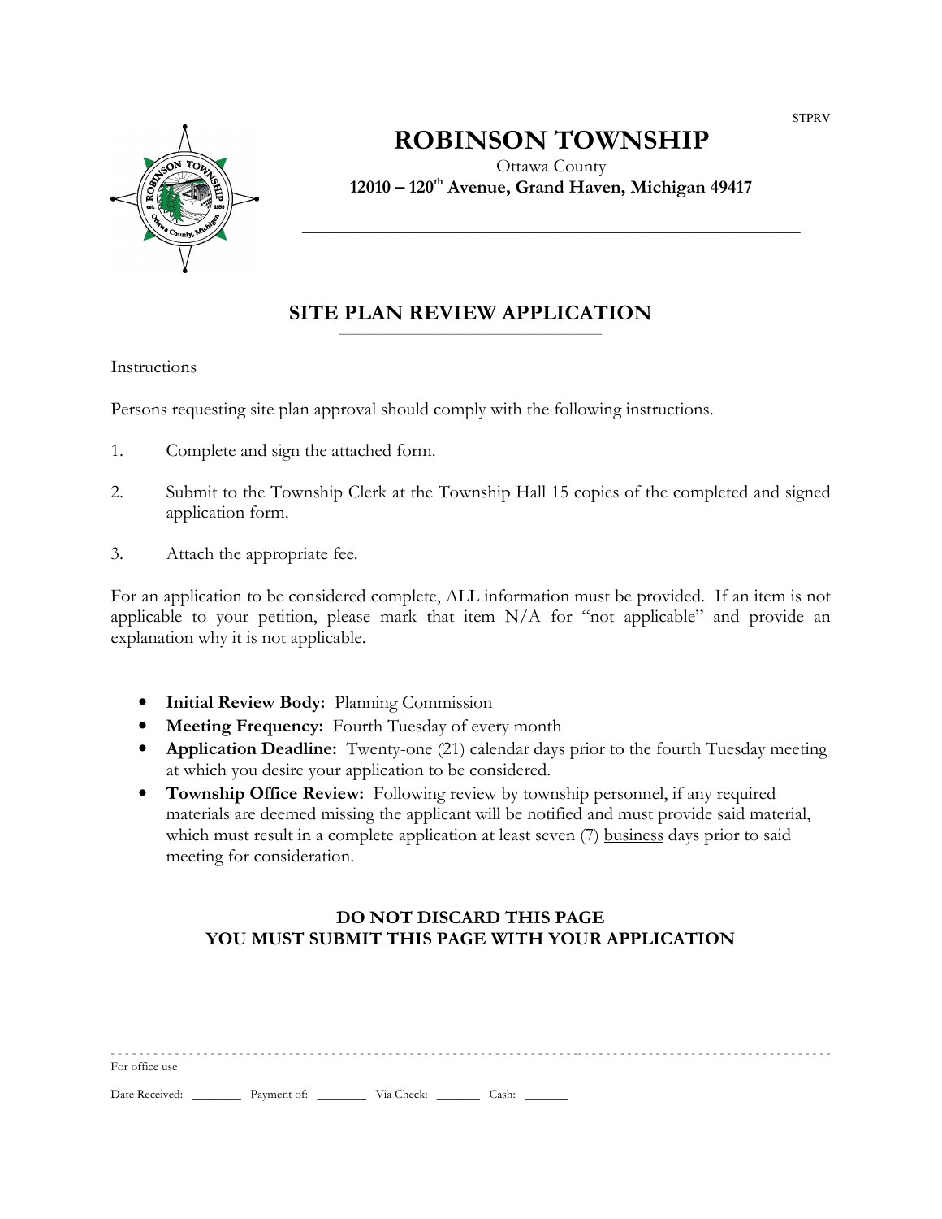STPRV

# ROBINSON TOWNSHIP

Ottawa County

**12010 – 120th Avenue, Grand Haven, Michigan 49417**

## SITE PLAN REVIEW APPLICATION

Instructions

Persons requesting site plan approval should comply with the following instructions.

1. Complete and sign the attached form.
2. Submit to the Township Clerk at the Township Hall 15 copies of the completed and signed application form.
3. Attach the appropriate fee.

For an application to be considered complete, ALL information must be provided. If an item is not applicable to your petition, please mark that item N/A for "not applicable" and provide an explanation why it is not applicable.

- **Initial Review Body:** Planning Commission
- **Meeting Frequency:** Fourth Tuesday of every month
- **Application Deadline:** Twenty-one (21) calendar days prior to the fourth Tuesday meeting at which you desire your application to be considered.
- **Township Office Review:** Following review by township personnel, if any required materials are deemed missing the applicant will be notified and must provide said material, which must result in a complete application at least seven (7) business days prior to said meeting for consideration.

**DO NOT DISCARD THIS PAGE**
**YOU MUST SUBMIT THIS PAGE WITH YOUR APPLICATION**

For office use

Date Received: ________ Payment of: ________ Via Check: _______ Cash: _______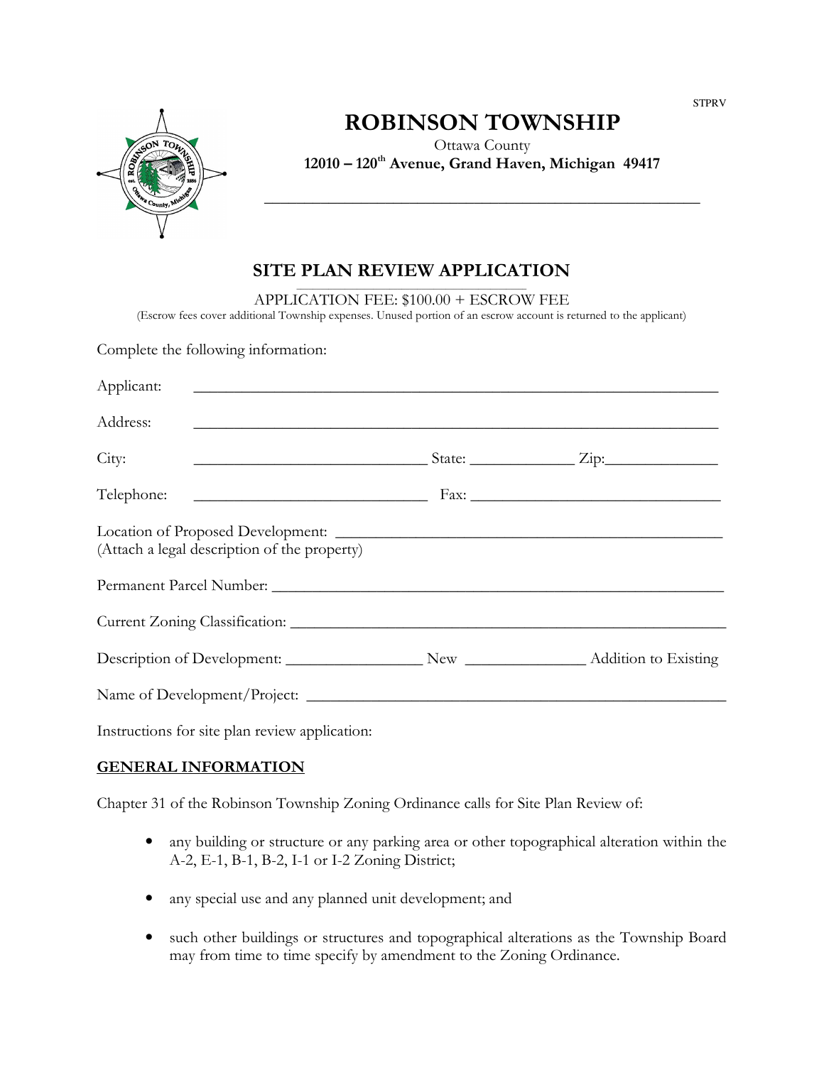STPRV

# ROBINSON TOWNSHIP

Ottawa County

**12010 – 120th Avenue, Grand Haven, Michigan 49417**

---

## SITE PLAN REVIEW APPLICATION

APPLICATION FEE: $100.00 + ESCROW FEE

(Escrow fees cover additional Township expenses. Unused portion of an escrow account is returned to the applicant)

Complete the following information:

Applicant: ______________________________________________________________

Address: ______________________________________________________________

City: ____________________________ State: _____________ Zip: ______________

Telephone: ____________________________ Fax: ________________________________

Location of Proposed Development: ______________________________________________
(Attach a legal description of the property)

Permanent Parcel Number: ______________________________________________________

Current Zoning Classification: ___________________________________________________

Description of Development: _________________ New _______________ Addition to Existing

Name of Development/Project: ___________________________________________________

Instructions for site plan review application:

**GENERAL INFORMATION**

Chapter 31 of the Robinson Township Zoning Ordinance calls for Site Plan Review of:

- any building or structure or any parking area or other topographical alteration within the A-2, E-1, B-1, B-2, I-1 or I-2 Zoning District;
- any special use and any planned unit development; and
- such other buildings or structures and topographical alterations as the Township Board may from time to time specify by amendment to the Zoning Ordinance.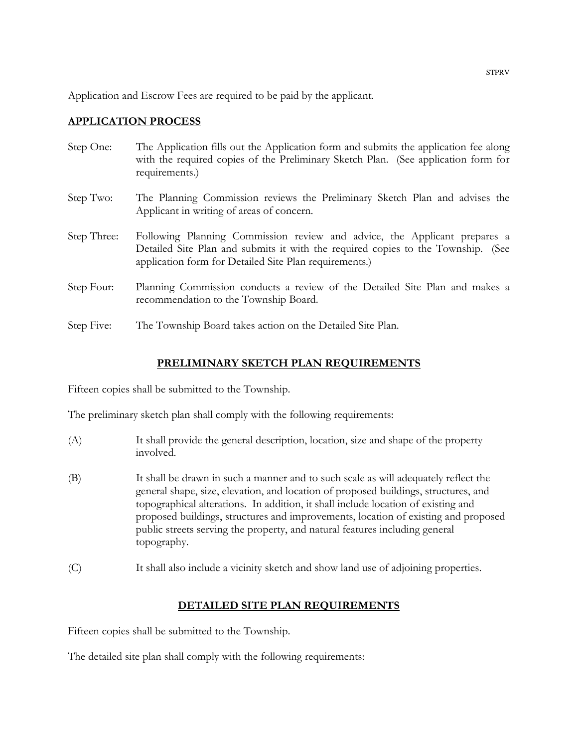Application and Escrow Fees are required to be paid by the applicant.

## APPLICATION PROCESS

Step One: The Application fills out the Application form and submits the application fee along with the required copies of the Preliminary Sketch Plan. (See application form for requirements.)

Step Two: The Planning Commission reviews the Preliminary Sketch Plan and advises the Applicant in writing of areas of concern.

Step Three: Following Planning Commission review and advice, the Applicant prepares a Detailed Site Plan and submits it with the required copies to the Township. (See application form for Detailed Site Plan requirements.)

Step Four: Planning Commission conducts a review of the Detailed Site Plan and makes a recommendation to the Township Board.

Step Five: The Township Board takes action on the Detailed Site Plan.

## PRELIMINARY SKETCH PLAN REQUIREMENTS

Fifteen copies shall be submitted to the Township.

The preliminary sketch plan shall comply with the following requirements:

(A) It shall provide the general description, location, size and shape of the property involved.

(B) It shall be drawn in such a manner and to such scale as will adequately reflect the general shape, size, elevation, and location of proposed buildings, structures, and topographical alterations. In addition, it shall include location of existing and proposed buildings, structures and improvements, location of existing and proposed public streets serving the property, and natural features including general topography.

(C) It shall also include a vicinity sketch and show land use of adjoining properties.

## DETAILED SITE PLAN REQUIREMENTS

Fifteen copies shall be submitted to the Township.

The detailed site plan shall comply with the following requirements: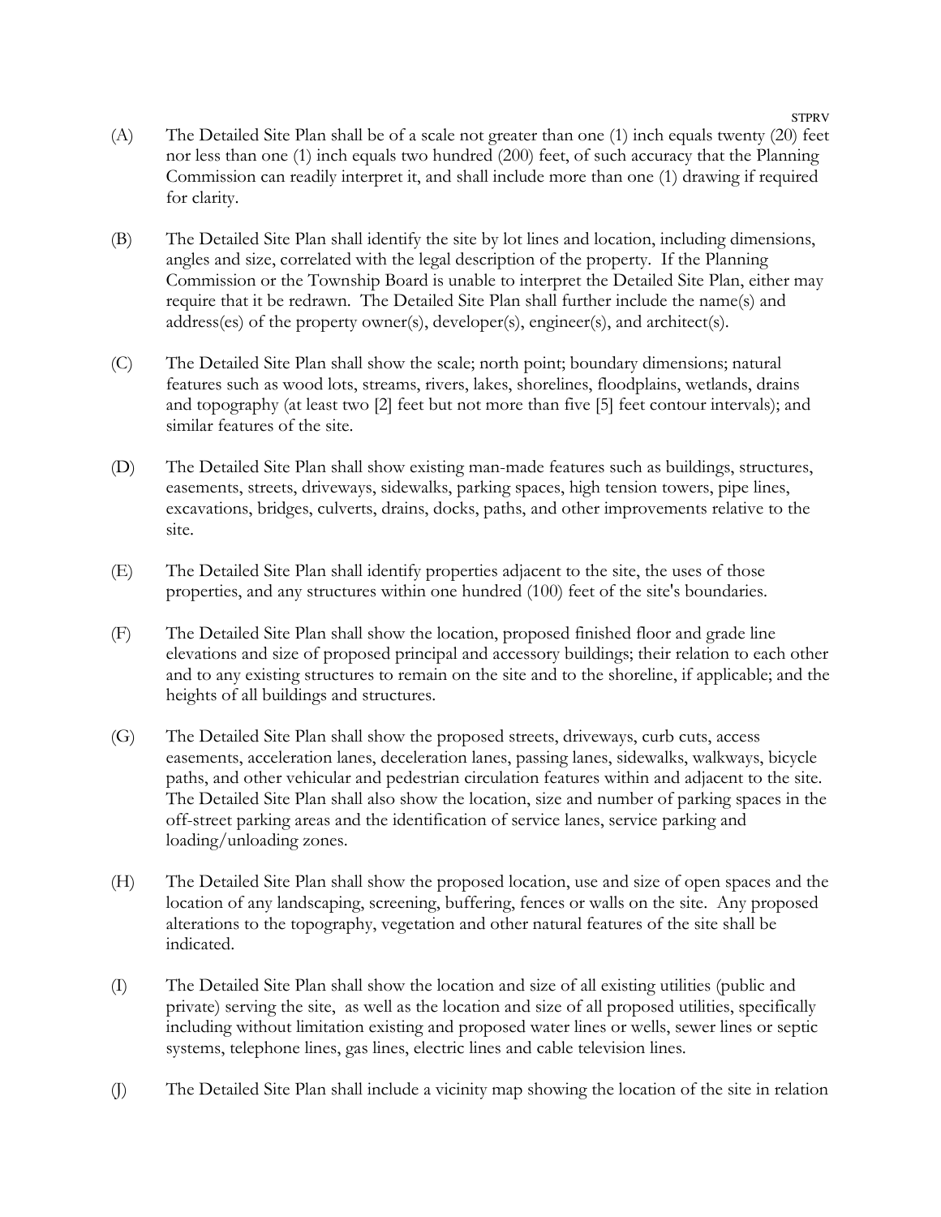(A) The Detailed Site Plan shall be of a scale not greater than one (1) inch equals twenty (20) feet nor less than one (1) inch equals two hundred (200) feet, of such accuracy that the Planning Commission can readily interpret it, and shall include more than one (1) drawing if required for clarity.

(B) The Detailed Site Plan shall identify the site by lot lines and location, including dimensions, angles and size, correlated with the legal description of the property. If the Planning Commission or the Township Board is unable to interpret the Detailed Site Plan, either may require that it be redrawn. The Detailed Site Plan shall further include the name(s) and address(es) of the property owner(s), developer(s), engineer(s), and architect(s).

(C) The Detailed Site Plan shall show the scale; north point; boundary dimensions; natural features such as wood lots, streams, rivers, lakes, shorelines, floodplains, wetlands, drains and topography (at least two [2] feet but not more than five [5] feet contour intervals); and similar features of the site.

(D) The Detailed Site Plan shall show existing man-made features such as buildings, structures, easements, streets, driveways, sidewalks, parking spaces, high tension towers, pipe lines, excavations, bridges, culverts, drains, docks, paths, and other improvements relative to the site.

(E) The Detailed Site Plan shall identify properties adjacent to the site, the uses of those properties, and any structures within one hundred (100) feet of the site's boundaries.

(F) The Detailed Site Plan shall show the location, proposed finished floor and grade line elevations and size of proposed principal and accessory buildings; their relation to each other and to any existing structures to remain on the site and to the shoreline, if applicable; and the heights of all buildings and structures.

(G) The Detailed Site Plan shall show the proposed streets, driveways, curb cuts, access easements, acceleration lanes, deceleration lanes, passing lanes, sidewalks, walkways, bicycle paths, and other vehicular and pedestrian circulation features within and adjacent to the site. The Detailed Site Plan shall also show the location, size and number of parking spaces in the off-street parking areas and the identification of service lanes, service parking and loading/unloading zones.

(H) The Detailed Site Plan shall show the proposed location, use and size of open spaces and the location of any landscaping, screening, buffering, fences or walls on the site. Any proposed alterations to the topography, vegetation and other natural features of the site shall be indicated.

(I) The Detailed Site Plan shall show the location and size of all existing utilities (public and private) serving the site, as well as the location and size of all proposed utilities, specifically including without limitation existing and proposed water lines or wells, sewer lines or septic systems, telephone lines, gas lines, electric lines and cable television lines.

(J) The Detailed Site Plan shall include a vicinity map showing the location of the site in relation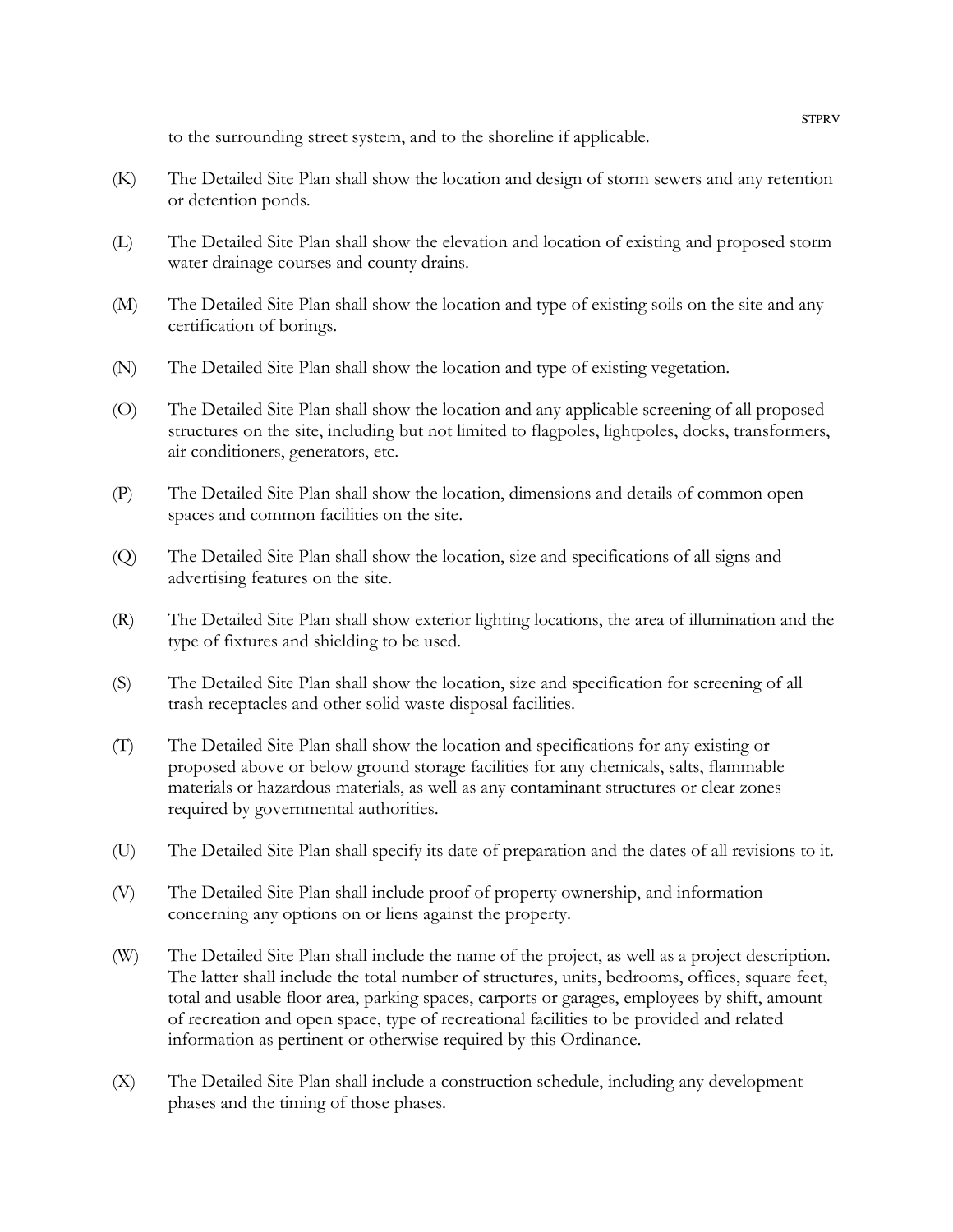to the surrounding street system, and to the shoreline if applicable.

(K) The Detailed Site Plan shall show the location and design of storm sewers and any retention or detention ponds.

(L) The Detailed Site Plan shall show the elevation and location of existing and proposed storm water drainage courses and county drains.

(M) The Detailed Site Plan shall show the location and type of existing soils on the site and any certification of borings.

(N) The Detailed Site Plan shall show the location and type of existing vegetation.

(O) The Detailed Site Plan shall show the location and any applicable screening of all proposed structures on the site, including but not limited to flagpoles, lightpoles, docks, transformers, air conditioners, generators, etc.

(P) The Detailed Site Plan shall show the location, dimensions and details of common open spaces and common facilities on the site.

(Q) The Detailed Site Plan shall show the location, size and specifications of all signs and advertising features on the site.

(R) The Detailed Site Plan shall show exterior lighting locations, the area of illumination and the type of fixtures and shielding to be used.

(S) The Detailed Site Plan shall show the location, size and specification for screening of all trash receptacles and other solid waste disposal facilities.

(T) The Detailed Site Plan shall show the location and specifications for any existing or proposed above or below ground storage facilities for any chemicals, salts, flammable materials or hazardous materials, as well as any contaminant structures or clear zones required by governmental authorities.

(U) The Detailed Site Plan shall specify its date of preparation and the dates of all revisions to it.

(V) The Detailed Site Plan shall include proof of property ownership, and information concerning any options on or liens against the property.

(W) The Detailed Site Plan shall include the name of the project, as well as a project description. The latter shall include the total number of structures, units, bedrooms, offices, square feet, total and usable floor area, parking spaces, carports or garages, employees by shift, amount of recreation and open space, type of recreational facilities to be provided and related information as pertinent or otherwise required by this Ordinance.

(X) The Detailed Site Plan shall include a construction schedule, including any development phases and the timing of those phases.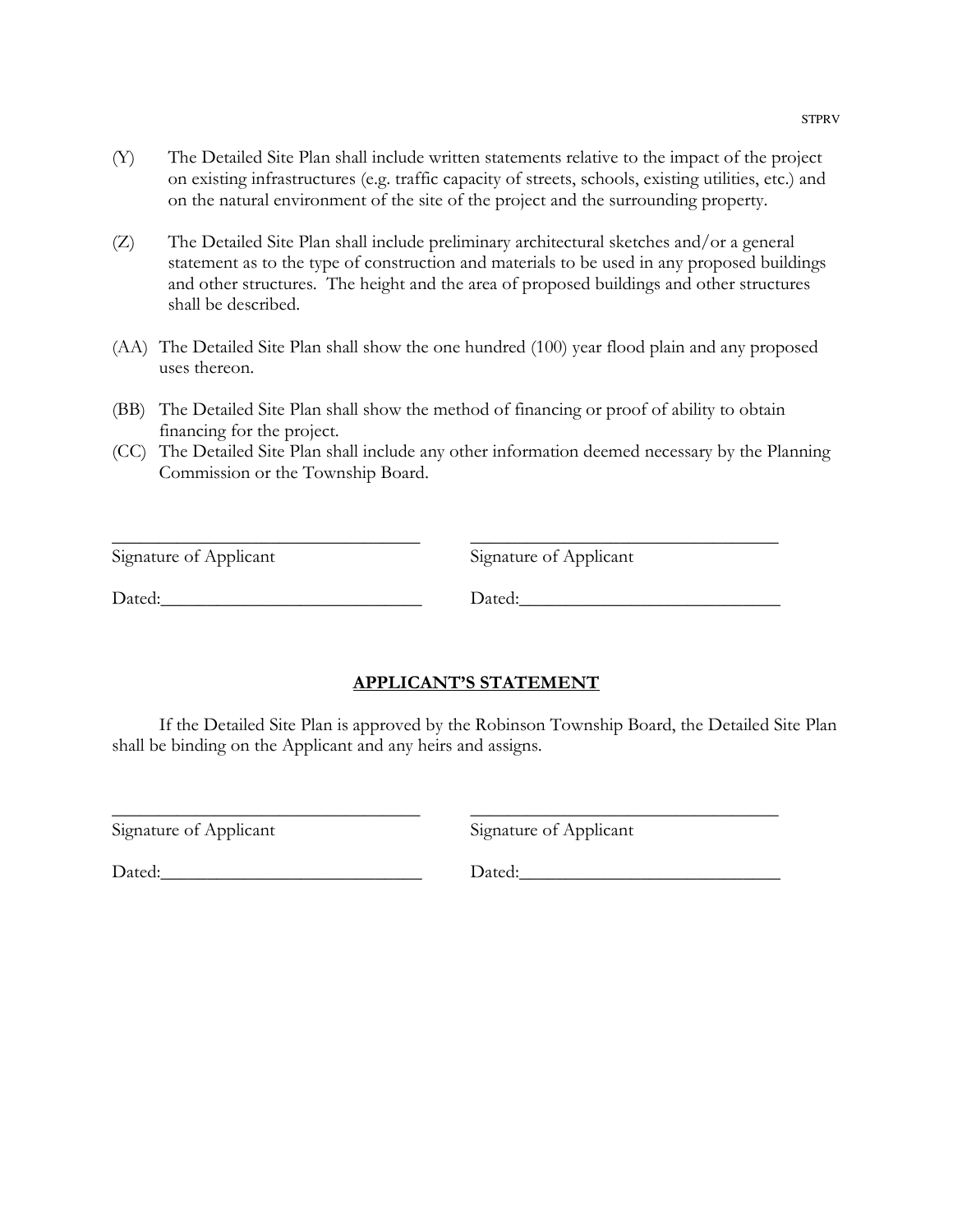(Y) The Detailed Site Plan shall include written statements relative to the impact of the project on existing infrastructures (e.g. traffic capacity of streets, schools, existing utilities, etc.) and on the natural environment of the site of the project and the surrounding property.

(Z) The Detailed Site Plan shall include preliminary architectural sketches and/or a general statement as to the type of construction and materials to be used in any proposed buildings and other structures. The height and the area of proposed buildings and other structures shall be described.

(AA) The Detailed Site Plan shall show the one hundred (100) year flood plain and any proposed uses thereon.

(BB) The Detailed Site Plan shall show the method of financing or proof of ability to obtain financing for the project.

(CC) The Detailed Site Plan shall include any other information deemed necessary by the Planning Commission or the Township Board.

___________________________________ ___________________________________
Signature of Applicant Signature of Applicant

Dated:_____________________________ Dated:_____________________________

## APPLICANT'S STATEMENT

If the Detailed Site Plan is approved by the Robinson Township Board, the Detailed Site Plan shall be binding on the Applicant and any heirs and assigns.

___________________________________ ___________________________________
Signature of Applicant Signature of Applicant

Dated:_____________________________ Dated:_____________________________